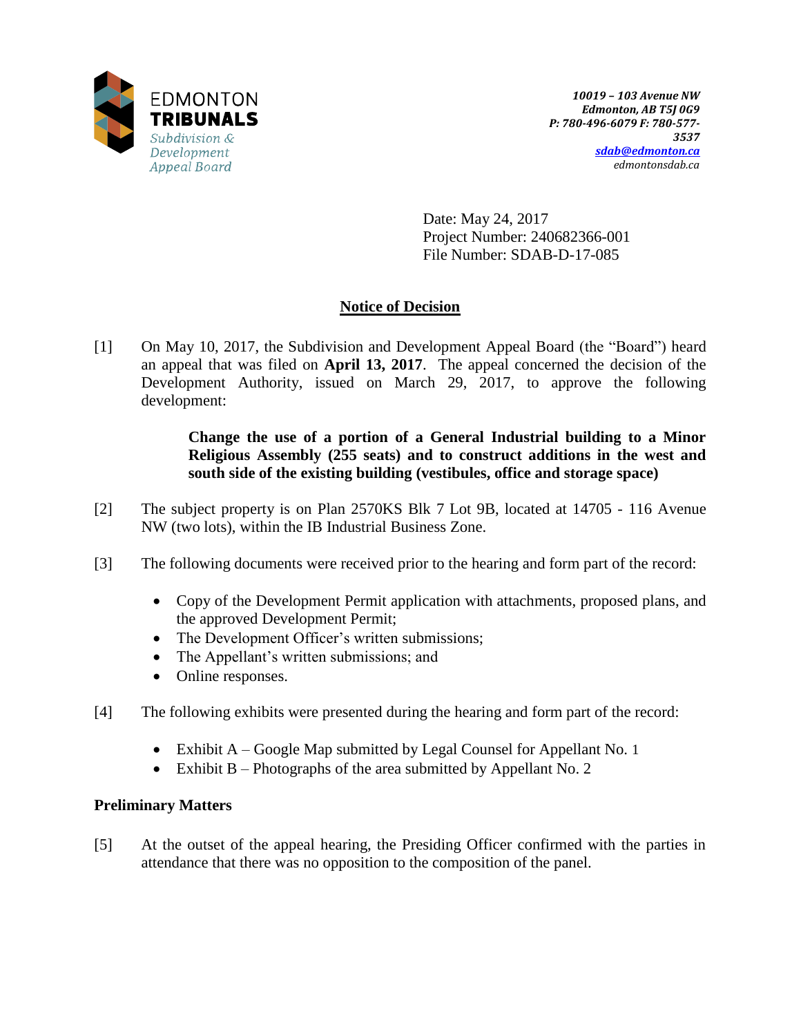EDMONTON **TRIBUNALS**
*Subdivision & Development Appeal Board*

***10019 – 103 Avenue NW***
***Edmonton, AB T5J 0G9***
***P: 780-496-6079 F: 780-577-3537***
***sdab@edmonton.ca***
*edmontonsdab.ca*

Date: May 24, 2017
Project Number: 240682366-001
File Number: SDAB-D-17-085

## Notice of Decision

[1] On May 10, 2017, the Subdivision and Development Appeal Board (the "Board") heard an appeal that was filed on **April 13, 2017**. The appeal concerned the decision of the Development Authority, issued on March 29, 2017, to approve the following development:

> **Change the use of a portion of a General Industrial building to a Minor Religious Assembly (255 seats) and to construct additions in the west and south side of the existing building (vestibules, office and storage space)**

[2] The subject property is on Plan 2570KS Blk 7 Lot 9B, located at 14705 - 116 Avenue NW (two lots), within the IB Industrial Business Zone.

[3] The following documents were received prior to the hearing and form part of the record:

- Copy of the Development Permit application with attachments, proposed plans, and the approved Development Permit;
- The Development Officer's written submissions;
- The Appellant's written submissions; and
- Online responses.

[4] The following exhibits were presented during the hearing and form part of the record:

- Exhibit A – Google Map submitted by Legal Counsel for Appellant No. 1
- Exhibit B – Photographs of the area submitted by Appellant No. 2

### Preliminary Matters

[5] At the outset of the appeal hearing, the Presiding Officer confirmed with the parties in attendance that there was no opposition to the composition of the panel.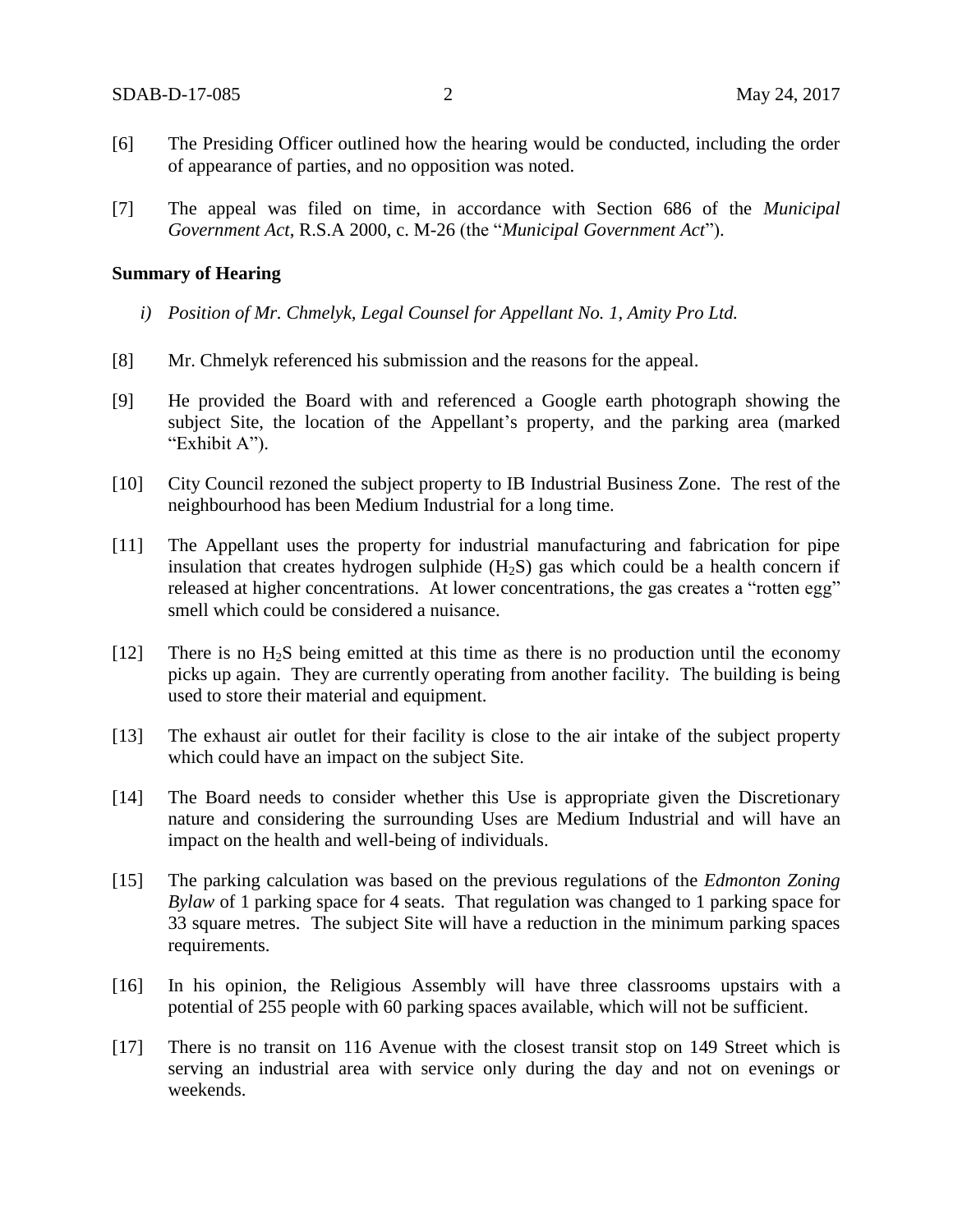[6] The Presiding Officer outlined how the hearing would be conducted, including the order of appearance of parties, and no opposition was noted.

[7] The appeal was filed on time, in accordance with Section 686 of the *Municipal Government Act*, R.S.A 2000, c. M-26 (the "*Municipal Government Act*").

**Summary of Hearing**

*i) Position of Mr. Chmelyk, Legal Counsel for Appellant No. 1, Amity Pro Ltd.*

[8] Mr. Chmelyk referenced his submission and the reasons for the appeal.

[9] He provided the Board with and referenced a Google earth photograph showing the subject Site, the location of the Appellant's property, and the parking area (marked "Exhibit A").

[10] City Council rezoned the subject property to IB Industrial Business Zone. The rest of the neighbourhood has been Medium Industrial for a long time.

[11] The Appellant uses the property for industrial manufacturing and fabrication for pipe insulation that creates hydrogen sulphide ($H_2S$) gas which could be a health concern if released at higher concentrations. At lower concentrations, the gas creates a "rotten egg" smell which could be considered a nuisance.

[12] There is no $H_2S$ being emitted at this time as there is no production until the economy picks up again. They are currently operating from another facility. The building is being used to store their material and equipment.

[13] The exhaust air outlet for their facility is close to the air intake of the subject property which could have an impact on the subject Site.

[14] The Board needs to consider whether this Use is appropriate given the Discretionary nature and considering the surrounding Uses are Medium Industrial and will have an impact on the health and well-being of individuals.

[15] The parking calculation was based on the previous regulations of the *Edmonton Zoning Bylaw* of 1 parking space for 4 seats. That regulation was changed to 1 parking space for 33 square metres. The subject Site will have a reduction in the minimum parking spaces requirements.

[16] In his opinion, the Religious Assembly will have three classrooms upstairs with a potential of 255 people with 60 parking spaces available, which will not be sufficient.

[17] There is no transit on 116 Avenue with the closest transit stop on 149 Street which is serving an industrial area with service only during the day and not on evenings or weekends.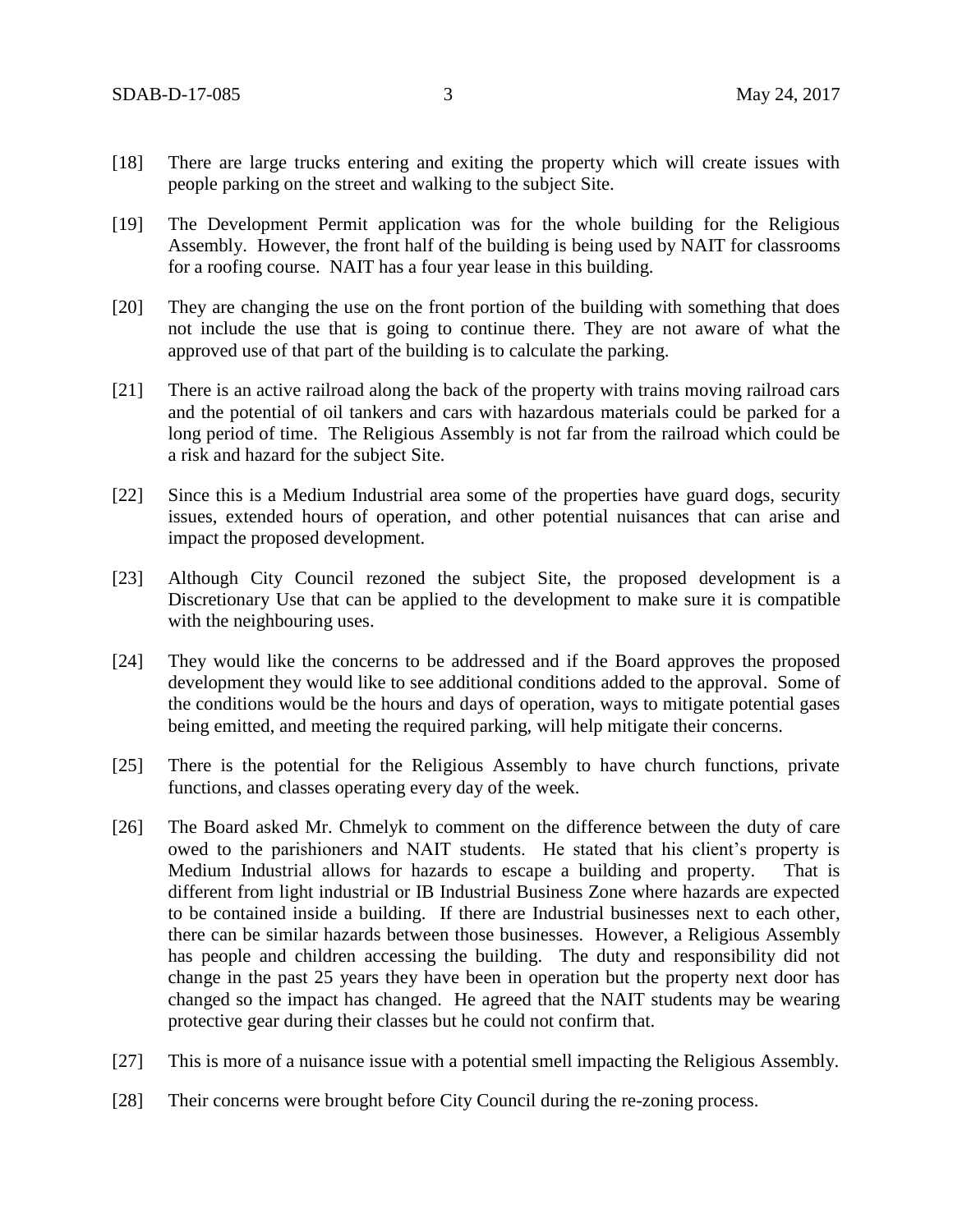[18] There are large trucks entering and exiting the property which will create issues with people parking on the street and walking to the subject Site.

[19] The Development Permit application was for the whole building for the Religious Assembly. However, the front half of the building is being used by NAIT for classrooms for a roofing course. NAIT has a four year lease in this building.

[20] They are changing the use on the front portion of the building with something that does not include the use that is going to continue there. They are not aware of what the approved use of that part of the building is to calculate the parking.

[21] There is an active railroad along the back of the property with trains moving railroad cars and the potential of oil tankers and cars with hazardous materials could be parked for a long period of time. The Religious Assembly is not far from the railroad which could be a risk and hazard for the subject Site.

[22] Since this is a Medium Industrial area some of the properties have guard dogs, security issues, extended hours of operation, and other potential nuisances that can arise and impact the proposed development.

[23] Although City Council rezoned the subject Site, the proposed development is a Discretionary Use that can be applied to the development to make sure it is compatible with the neighbouring uses.

[24] They would like the concerns to be addressed and if the Board approves the proposed development they would like to see additional conditions added to the approval. Some of the conditions would be the hours and days of operation, ways to mitigate potential gases being emitted, and meeting the required parking, will help mitigate their concerns.

[25] There is the potential for the Religious Assembly to have church functions, private functions, and classes operating every day of the week.

[26] The Board asked Mr. Chmelyk to comment on the difference between the duty of care owed to the parishioners and NAIT students. He stated that his client's property is Medium Industrial allows for hazards to escape a building and property. That is different from light industrial or IB Industrial Business Zone where hazards are expected to be contained inside a building. If there are Industrial businesses next to each other, there can be similar hazards between those businesses. However, a Religious Assembly has people and children accessing the building. The duty and responsibility did not change in the past 25 years they have been in operation but the property next door has changed so the impact has changed. He agreed that the NAIT students may be wearing protective gear during their classes but he could not confirm that.

[27] This is more of a nuisance issue with a potential smell impacting the Religious Assembly.

[28] Their concerns were brought before City Council during the re-zoning process.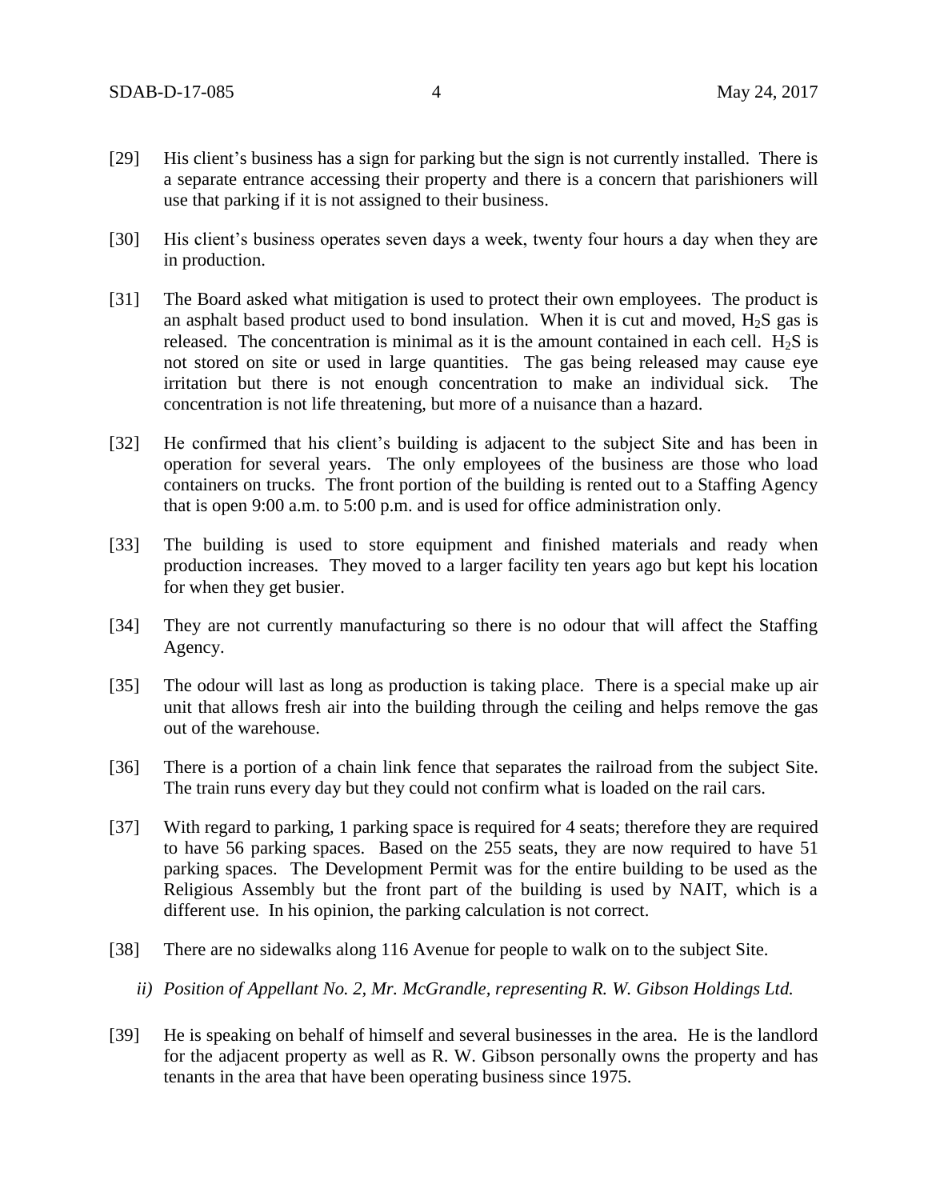[29] His client's business has a sign for parking but the sign is not currently installed. There is a separate entrance accessing their property and there is a concern that parishioners will use that parking if it is not assigned to their business.

[30] His client's business operates seven days a week, twenty four hours a day when they are in production.

[31] The Board asked what mitigation is used to protect their own employees. The product is an asphalt based product used to bond insulation. When it is cut and moved, $H_2S$ gas is released. The concentration is minimal as it is the amount contained in each cell. $H_2S$ is not stored on site or used in large quantities. The gas being released may cause eye irritation but there is not enough concentration to make an individual sick. The concentration is not life threatening, but more of a nuisance than a hazard.

[32] He confirmed that his client's building is adjacent to the subject Site and has been in operation for several years. The only employees of the business are those who load containers on trucks. The front portion of the building is rented out to a Staffing Agency that is open 9:00 a.m. to 5:00 p.m. and is used for office administration only.

[33] The building is used to store equipment and finished materials and ready when production increases. They moved to a larger facility ten years ago but kept his location for when they get busier.

[34] They are not currently manufacturing so there is no odour that will affect the Staffing Agency.

[35] The odour will last as long as production is taking place. There is a special make up air unit that allows fresh air into the building through the ceiling and helps remove the gas out of the warehouse.

[36] There is a portion of a chain link fence that separates the railroad from the subject Site. The train runs every day but they could not confirm what is loaded on the rail cars.

[37] With regard to parking, 1 parking space is required for 4 seats; therefore they are required to have 56 parking spaces. Based on the 255 seats, they are now required to have 51 parking spaces. The Development Permit was for the entire building to be used as the Religious Assembly but the front part of the building is used by NAIT, which is a different use. In his opinion, the parking calculation is not correct.

[38] There are no sidewalks along 116 Avenue for people to walk on to the subject Site.

*ii) Position of Appellant No. 2, Mr. McGrandle, representing R. W. Gibson Holdings Ltd.*

[39] He is speaking on behalf of himself and several businesses in the area. He is the landlord for the adjacent property as well as R. W. Gibson personally owns the property and has tenants in the area that have been operating business since 1975.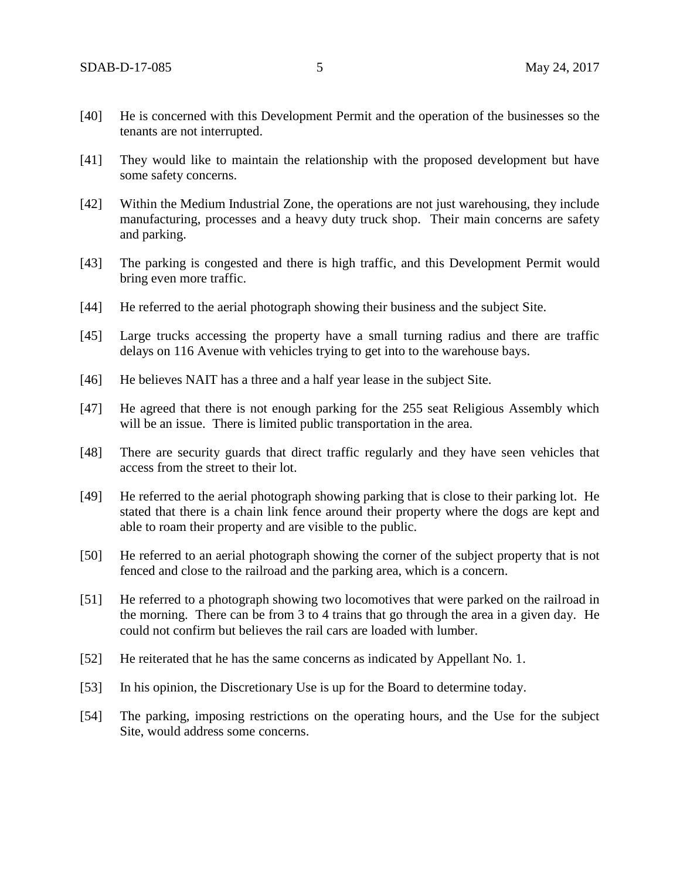[40] He is concerned with this Development Permit and the operation of the businesses so the tenants are not interrupted.

[41] They would like to maintain the relationship with the proposed development but have some safety concerns.

[42] Within the Medium Industrial Zone, the operations are not just warehousing, they include manufacturing, processes and a heavy duty truck shop. Their main concerns are safety and parking.

[43] The parking is congested and there is high traffic, and this Development Permit would bring even more traffic.

[44] He referred to the aerial photograph showing their business and the subject Site.

[45] Large trucks accessing the property have a small turning radius and there are traffic delays on 116 Avenue with vehicles trying to get into to the warehouse bays.

[46] He believes NAIT has a three and a half year lease in the subject Site.

[47] He agreed that there is not enough parking for the 255 seat Religious Assembly which will be an issue. There is limited public transportation in the area.

[48] There are security guards that direct traffic regularly and they have seen vehicles that access from the street to their lot.

[49] He referred to the aerial photograph showing parking that is close to their parking lot. He stated that there is a chain link fence around their property where the dogs are kept and able to roam their property and are visible to the public.

[50] He referred to an aerial photograph showing the corner of the subject property that is not fenced and close to the railroad and the parking area, which is a concern.

[51] He referred to a photograph showing two locomotives that were parked on the railroad in the morning. There can be from 3 to 4 trains that go through the area in a given day. He could not confirm but believes the rail cars are loaded with lumber.

[52] He reiterated that he has the same concerns as indicated by Appellant No. 1.

[53] In his opinion, the Discretionary Use is up for the Board to determine today.

[54] The parking, imposing restrictions on the operating hours, and the Use for the subject Site, would address some concerns.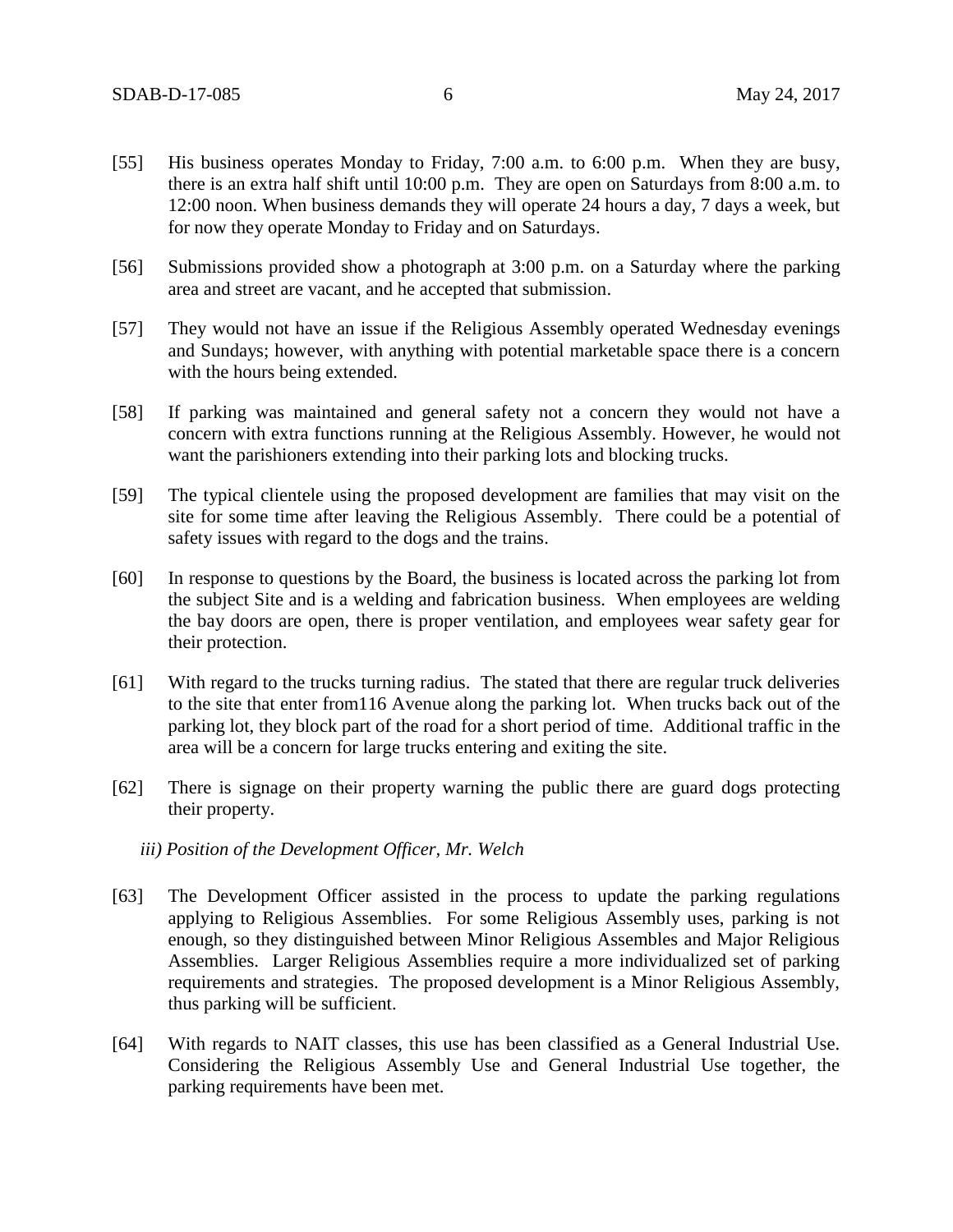[55] His business operates Monday to Friday, 7:00 a.m. to 6:00 p.m. When they are busy, there is an extra half shift until 10:00 p.m. They are open on Saturdays from 8:00 a.m. to 12:00 noon. When business demands they will operate 24 hours a day, 7 days a week, but for now they operate Monday to Friday and on Saturdays.

[56] Submissions provided show a photograph at 3:00 p.m. on a Saturday where the parking area and street are vacant, and he accepted that submission.

[57] They would not have an issue if the Religious Assembly operated Wednesday evenings and Sundays; however, with anything with potential marketable space there is a concern with the hours being extended.

[58] If parking was maintained and general safety not a concern they would not have a concern with extra functions running at the Religious Assembly. However, he would not want the parishioners extending into their parking lots and blocking trucks.

[59] The typical clientele using the proposed development are families that may visit on the site for some time after leaving the Religious Assembly. There could be a potential of safety issues with regard to the dogs and the trains.

[60] In response to questions by the Board, the business is located across the parking lot from the subject Site and is a welding and fabrication business. When employees are welding the bay doors are open, there is proper ventilation, and employees wear safety gear for their protection.

[61] With regard to the trucks turning radius. The stated that there are regular truck deliveries to the site that enter from116 Avenue along the parking lot. When trucks back out of the parking lot, they block part of the road for a short period of time. Additional traffic in the area will be a concern for large trucks entering and exiting the site.

[62] There is signage on their property warning the public there are guard dogs protecting their property.

*iii) Position of the Development Officer, Mr. Welch*

[63] The Development Officer assisted in the process to update the parking regulations applying to Religious Assemblies. For some Religious Assembly uses, parking is not enough, so they distinguished between Minor Religious Assembles and Major Religious Assemblies. Larger Religious Assemblies require a more individualized set of parking requirements and strategies. The proposed development is a Minor Religious Assembly, thus parking will be sufficient.

[64] With regards to NAIT classes, this use has been classified as a General Industrial Use. Considering the Religious Assembly Use and General Industrial Use together, the parking requirements have been met.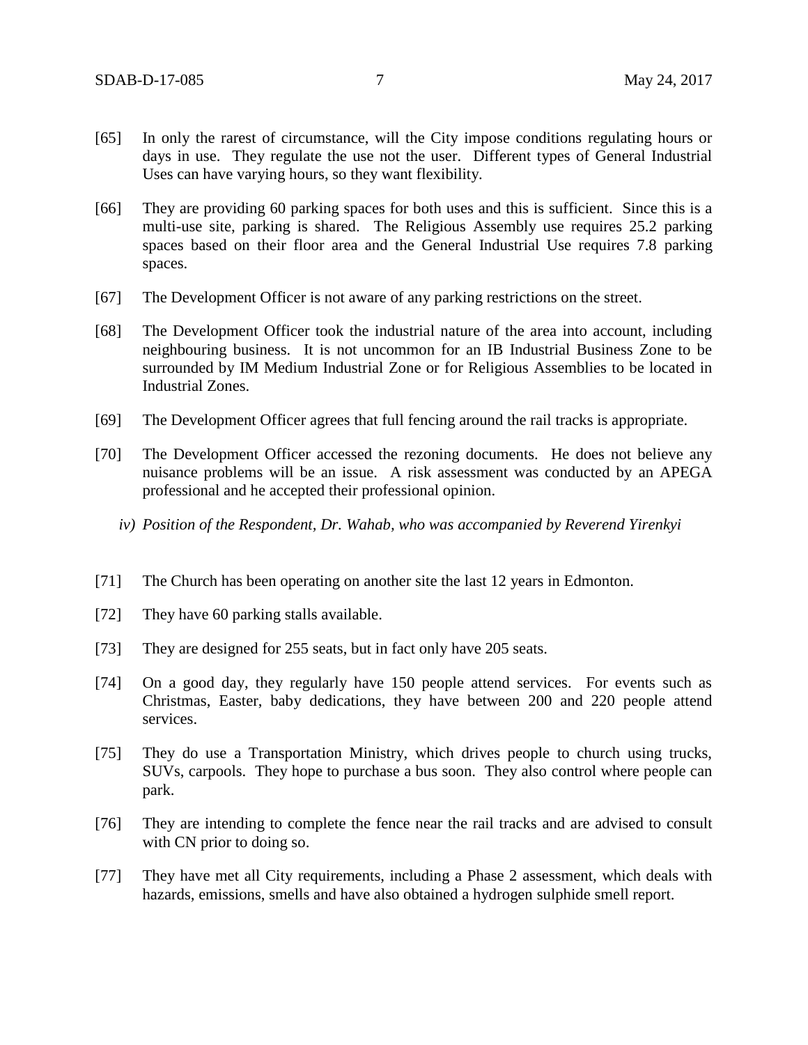[65] In only the rarest of circumstance, will the City impose conditions regulating hours or days in use. They regulate the use not the user. Different types of General Industrial Uses can have varying hours, so they want flexibility.

[66] They are providing 60 parking spaces for both uses and this is sufficient. Since this is a multi-use site, parking is shared. The Religious Assembly use requires 25.2 parking spaces based on their floor area and the General Industrial Use requires 7.8 parking spaces.

[67] The Development Officer is not aware of any parking restrictions on the street.

[68] The Development Officer took the industrial nature of the area into account, including neighbouring business. It is not uncommon for an IB Industrial Business Zone to be surrounded by IM Medium Industrial Zone or for Religious Assemblies to be located in Industrial Zones.

[69] The Development Officer agrees that full fencing around the rail tracks is appropriate.

[70] The Development Officer accessed the rezoning documents. He does not believe any nuisance problems will be an issue. A risk assessment was conducted by an APEGA professional and he accepted their professional opinion.

*iv) Position of the Respondent, Dr. Wahab, who was accompanied by Reverend Yirenkyi*

[71] The Church has been operating on another site the last 12 years in Edmonton.

[72] They have 60 parking stalls available.

[73] They are designed for 255 seats, but in fact only have 205 seats.

[74] On a good day, they regularly have 150 people attend services. For events such as Christmas, Easter, baby dedications, they have between 200 and 220 people attend services.

[75] They do use a Transportation Ministry, which drives people to church using trucks, SUVs, carpools. They hope to purchase a bus soon. They also control where people can park.

[76] They are intending to complete the fence near the rail tracks and are advised to consult with CN prior to doing so.

[77] They have met all City requirements, including a Phase 2 assessment, which deals with hazards, emissions, smells and have also obtained a hydrogen sulphide smell report.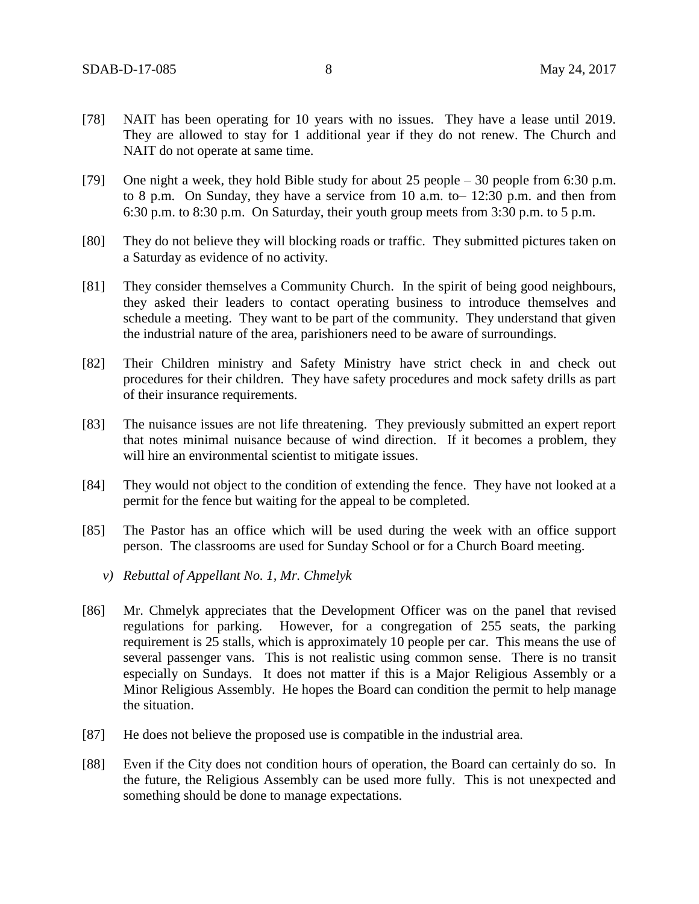[78] NAIT has been operating for 10 years with no issues. They have a lease until 2019. They are allowed to stay for 1 additional year if they do not renew. The Church and NAIT do not operate at same time.

[79] One night a week, they hold Bible study for about 25 people – 30 people from 6:30 p.m. to 8 p.m. On Sunday, they have a service from 10 a.m. to– 12:30 p.m. and then from 6:30 p.m. to 8:30 p.m. On Saturday, their youth group meets from 3:30 p.m. to 5 p.m.

[80] They do not believe they will blocking roads or traffic. They submitted pictures taken on a Saturday as evidence of no activity.

[81] They consider themselves a Community Church. In the spirit of being good neighbours, they asked their leaders to contact operating business to introduce themselves and schedule a meeting. They want to be part of the community. They understand that given the industrial nature of the area, parishioners need to be aware of surroundings.

[82] Their Children ministry and Safety Ministry have strict check in and check out procedures for their children. They have safety procedures and mock safety drills as part of their insurance requirements.

[83] The nuisance issues are not life threatening. They previously submitted an expert report that notes minimal nuisance because of wind direction. If it becomes a problem, they will hire an environmental scientist to mitigate issues.

[84] They would not object to the condition of extending the fence. They have not looked at a permit for the fence but waiting for the appeal to be completed.

[85] The Pastor has an office which will be used during the week with an office support person. The classrooms are used for Sunday School or for a Church Board meeting.

*v) Rebuttal of Appellant No. 1, Mr. Chmelyk*

[86] Mr. Chmelyk appreciates that the Development Officer was on the panel that revised regulations for parking. However, for a congregation of 255 seats, the parking requirement is 25 stalls, which is approximately 10 people per car. This means the use of several passenger vans. This is not realistic using common sense. There is no transit especially on Sundays. It does not matter if this is a Major Religious Assembly or a Minor Religious Assembly. He hopes the Board can condition the permit to help manage the situation.

[87] He does not believe the proposed use is compatible in the industrial area.

[88] Even if the City does not condition hours of operation, the Board can certainly do so. In the future, the Religious Assembly can be used more fully. This is not unexpected and something should be done to manage expectations.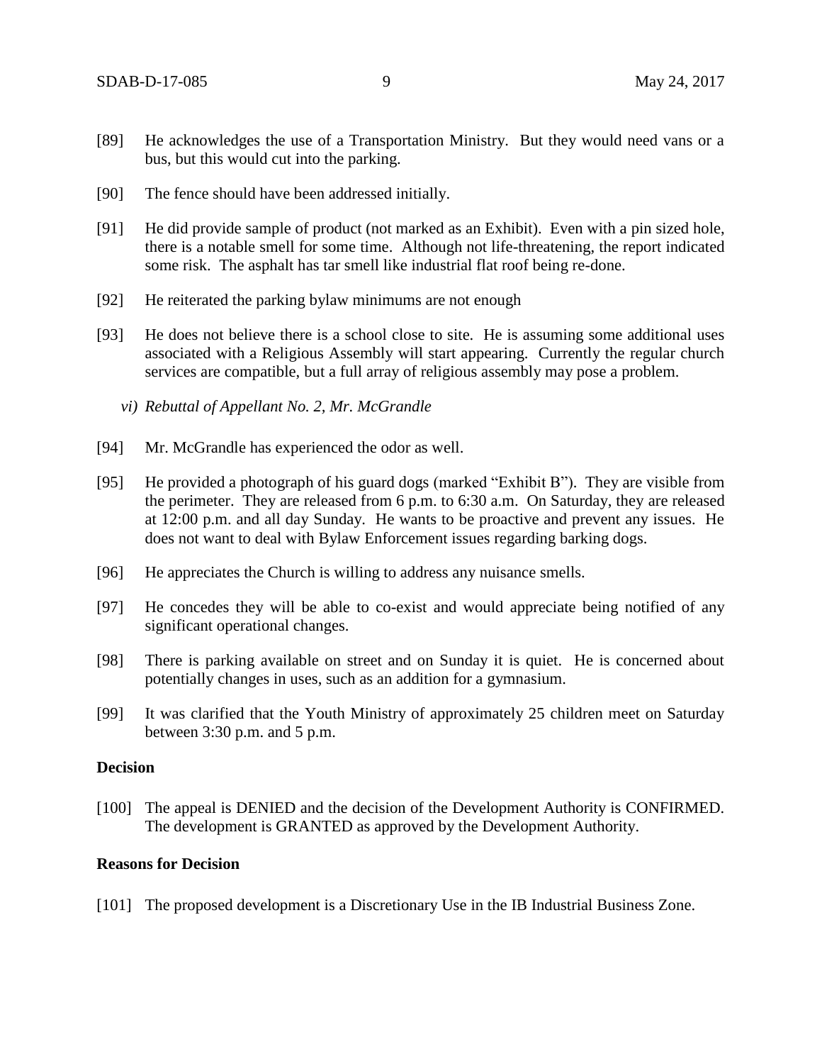[89] He acknowledges the use of a Transportation Ministry. But they would need vans or a bus, but this would cut into the parking.

[90] The fence should have been addressed initially.

[91] He did provide sample of product (not marked as an Exhibit). Even with a pin sized hole, there is a notable smell for some time. Although not life-threatening, the report indicated some risk. The asphalt has tar smell like industrial flat roof being re-done.

[92] He reiterated the parking bylaw minimums are not enough

[93] He does not believe there is a school close to site. He is assuming some additional uses associated with a Religious Assembly will start appearing. Currently the regular church services are compatible, but a full array of religious assembly may pose a problem.

*vi) Rebuttal of Appellant No. 2, Mr. McGrandle*

[94] Mr. McGrandle has experienced the odor as well.

[95] He provided a photograph of his guard dogs (marked "Exhibit B"). They are visible from the perimeter. They are released from 6 p.m. to 6:30 a.m. On Saturday, they are released at 12:00 p.m. and all day Sunday. He wants to be proactive and prevent any issues. He does not want to deal with Bylaw Enforcement issues regarding barking dogs.

[96] He appreciates the Church is willing to address any nuisance smells.

[97] He concedes they will be able to co-exist and would appreciate being notified of any significant operational changes.

[98] There is parking available on street and on Sunday it is quiet. He is concerned about potentially changes in uses, such as an addition for a gymnasium.

[99] It was clarified that the Youth Ministry of approximately 25 children meet on Saturday between 3:30 p.m. and 5 p.m.

**Decision**

[100] The appeal is DENIED and the decision of the Development Authority is CONFIRMED. The development is GRANTED as approved by the Development Authority.

**Reasons for Decision**

[101] The proposed development is a Discretionary Use in the IB Industrial Business Zone.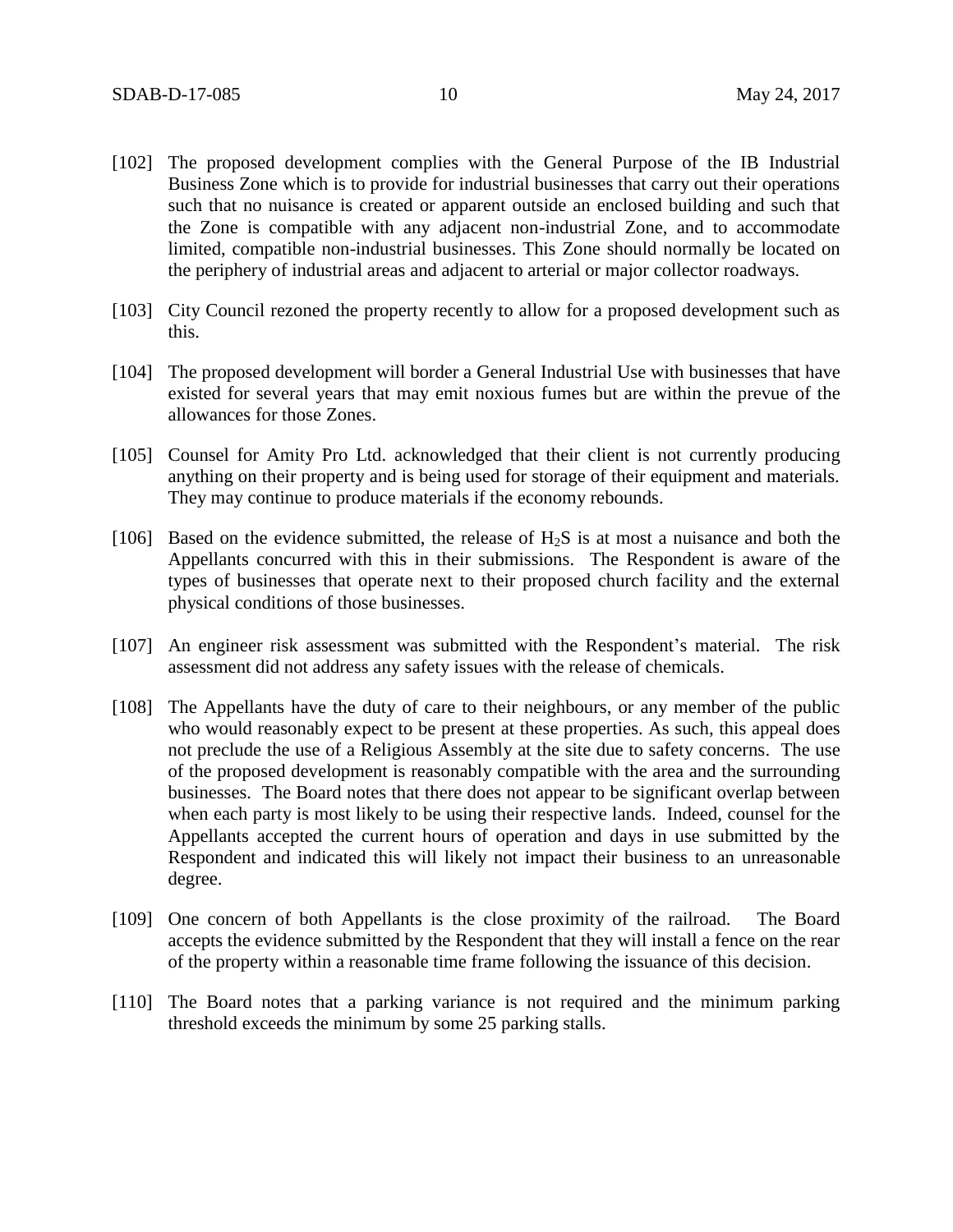[102] The proposed development complies with the General Purpose of the IB Industrial Business Zone which is to provide for industrial businesses that carry out their operations such that no nuisance is created or apparent outside an enclosed building and such that the Zone is compatible with any adjacent non-industrial Zone, and to accommodate limited, compatible non-industrial businesses. This Zone should normally be located on the periphery of industrial areas and adjacent to arterial or major collector roadways.

[103] City Council rezoned the property recently to allow for a proposed development such as this.

[104] The proposed development will border a General Industrial Use with businesses that have existed for several years that may emit noxious fumes but are within the prevue of the allowances for those Zones.

[105] Counsel for Amity Pro Ltd. acknowledged that their client is not currently producing anything on their property and is being used for storage of their equipment and materials. They may continue to produce materials if the economy rebounds.

[106] Based on the evidence submitted, the release of $H_2S$ is at most a nuisance and both the Appellants concurred with this in their submissions. The Respondent is aware of the types of businesses that operate next to their proposed church facility and the external physical conditions of those businesses.

[107] An engineer risk assessment was submitted with the Respondent's material. The risk assessment did not address any safety issues with the release of chemicals.

[108] The Appellants have the duty of care to their neighbours, or any member of the public who would reasonably expect to be present at these properties. As such, this appeal does not preclude the use of a Religious Assembly at the site due to safety concerns. The use of the proposed development is reasonably compatible with the area and the surrounding businesses. The Board notes that there does not appear to be significant overlap between when each party is most likely to be using their respective lands. Indeed, counsel for the Appellants accepted the current hours of operation and days in use submitted by the Respondent and indicated this will likely not impact their business to an unreasonable degree.

[109] One concern of both Appellants is the close proximity of the railroad. The Board accepts the evidence submitted by the Respondent that they will install a fence on the rear of the property within a reasonable time frame following the issuance of this decision.

[110] The Board notes that a parking variance is not required and the minimum parking threshold exceeds the minimum by some 25 parking stalls.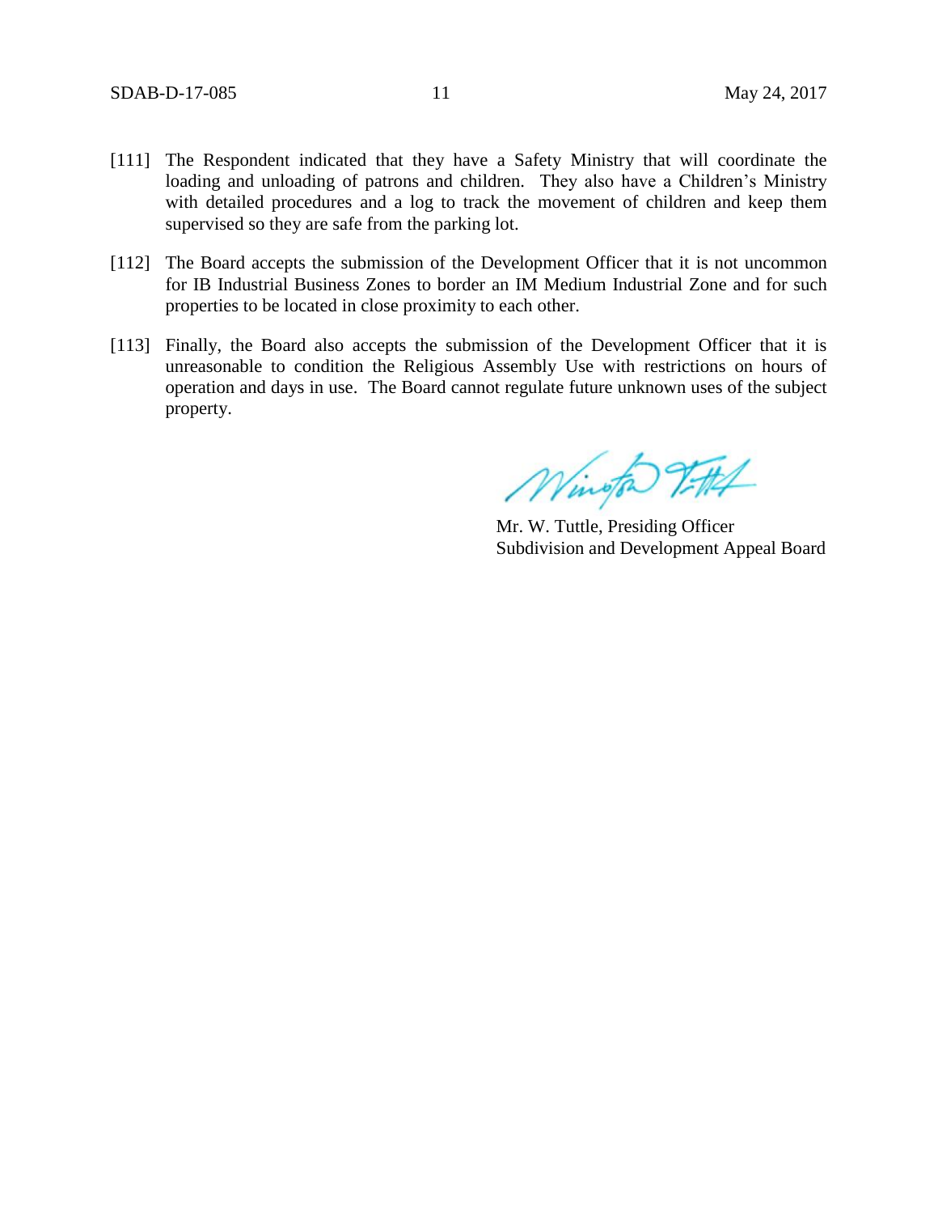[111] The Respondent indicated that they have a Safety Ministry that will coordinate the loading and unloading of patrons and children. They also have a Children's Ministry with detailed procedures and a log to track the movement of children and keep them supervised so they are safe from the parking lot.

[112] The Board accepts the submission of the Development Officer that it is not uncommon for IB Industrial Business Zones to border an IM Medium Industrial Zone and for such properties to be located in close proximity to each other.

[113] Finally, the Board also accepts the submission of the Development Officer that it is unreasonable to condition the Religious Assembly Use with restrictions on hours of operation and days in use. The Board cannot regulate future unknown uses of the subject property.

Mr. W. Tuttle, Presiding Officer
Subdivision and Development Appeal Board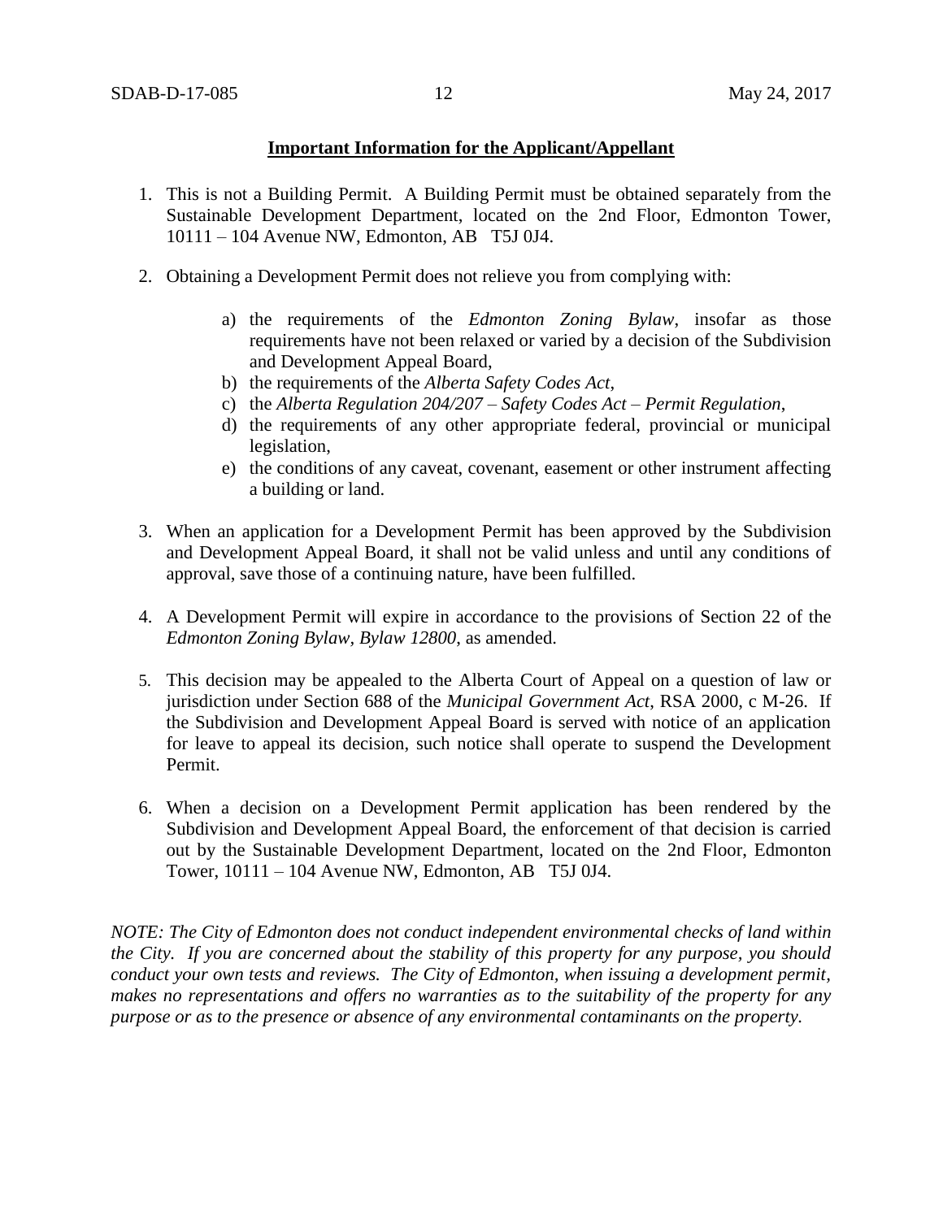**Important Information for the Applicant/Appellant**

1. This is not a Building Permit. A Building Permit must be obtained separately from the Sustainable Development Department, located on the 2nd Floor, Edmonton Tower, 10111 – 104 Avenue NW, Edmonton, AB T5J 0J4.

2. Obtaining a Development Permit does not relieve you from complying with:

   a) the requirements of the *Edmonton Zoning Bylaw*, insofar as those requirements have not been relaxed or varied by a decision of the Subdivision and Development Appeal Board,
   b) the requirements of the *Alberta Safety Codes Act*,
   c) the *Alberta Regulation 204/207 – Safety Codes Act – Permit Regulation*,
   d) the requirements of any other appropriate federal, provincial or municipal legislation,
   e) the conditions of any caveat, covenant, easement or other instrument affecting a building or land.

3. When an application for a Development Permit has been approved by the Subdivision and Development Appeal Board, it shall not be valid unless and until any conditions of approval, save those of a continuing nature, have been fulfilled.

4. A Development Permit will expire in accordance to the provisions of Section 22 of the *Edmonton Zoning Bylaw, Bylaw 12800*, as amended.

5. This decision may be appealed to the Alberta Court of Appeal on a question of law or jurisdiction under Section 688 of the *Municipal Government Act*, RSA 2000, c M-26. If the Subdivision and Development Appeal Board is served with notice of an application for leave to appeal its decision, such notice shall operate to suspend the Development Permit.

6. When a decision on a Development Permit application has been rendered by the Subdivision and Development Appeal Board, the enforcement of that decision is carried out by the Sustainable Development Department, located on the 2nd Floor, Edmonton Tower, 10111 – 104 Avenue NW, Edmonton, AB T5J 0J4.

*NOTE: The City of Edmonton does not conduct independent environmental checks of land within the City. If you are concerned about the stability of this property for any purpose, you should conduct your own tests and reviews. The City of Edmonton, when issuing a development permit, makes no representations and offers no warranties as to the suitability of the property for any purpose or as to the presence or absence of any environmental contaminants on the property.*